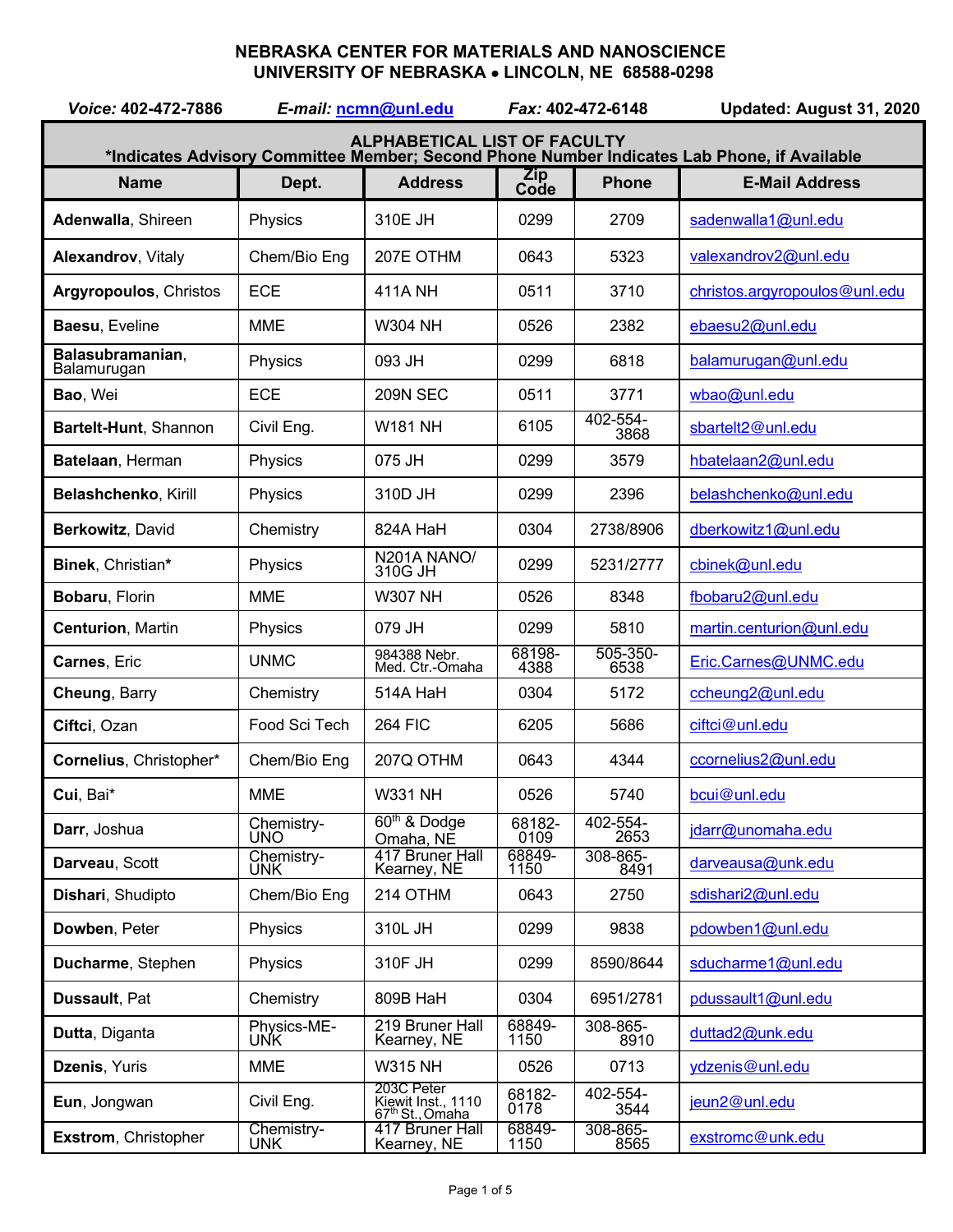# NEBRASKA CENTER FOR MATERIALS AND NANOSCIENCE
## UNIVERSITY OF NEBRASKA • LINCOLN, NE 68588-0298

*Voice:* **402-472-7886** *E-mail:* ncmn@unl.edu *Fax:* **402-472-6148** **Updated: August 31, 2020**

**ALPHABETICAL LIST OF FACULTY**
***Indicates Advisory Committee Member; Second Phone Number Indicates Lab Phone, if Available**

| Name | Dept. | Address | Zip Code | Phone | E-Mail Address |
|---|---|---|---|---|---|
| **Adenwalla**, Shireen | Physics | 310E JH | 0299 | 2709 | sadenwalla1@unl.edu |
| **Alexandrov**, Vitaly | Chem/Bio Eng | 207E OTHM | 0643 | 5323 | valexandrov2@unl.edu |
| **Argyropoulos**, Christos | ECE | 411A NH | 0511 | 3710 | christos.argyropoulos@unl.edu |
| **Baesu**, Eveline | MME | W304 NH | 0526 | 2382 | ebaesu2@unl.edu |
| **Balasubramanian**, Balamurugan | Physics | 093 JH | 0299 | 6818 | balamurugan@unl.edu |
| **Bao**, Wei | ECE | 209N SEC | 0511 | 3771 | wbao@unl.edu |
| **Bartelt-Hunt**, Shannon | Civil Eng. | W181 NH | 6105 | 402-554-3868 | sbartelt2@unl.edu |
| **Batelaan**, Herman | Physics | 075 JH | 0299 | 3579 | hbatelaan2@unl.edu |
| **Belashchenko**, Kirill | Physics | 310D JH | 0299 | 2396 | belashchenko@unl.edu |
| **Berkowitz**, David | Chemistry | 824A HaH | 0304 | 2738/8906 | dberkowitz1@unl.edu |
| **Binek**, Christian* | Physics | N201A NANO/ 310G JH | 0299 | 5231/2777 | cbinek@unl.edu |
| **Bobaru**, Florin | MME | W307 NH | 0526 | 8348 | fbobaru2@unl.edu |
| **Centurion**, Martin | Physics | 079 JH | 0299 | 5810 | martin.centurion@unl.edu |
| **Carnes**, Eric | UNMC | 984388 Nebr. Med. Ctr.-Omaha | 68198-4388 | 505-350-6538 | Eric.Carnes@UNMC.edu |
| **Cheung**, Barry | Chemistry | 514A HaH | 0304 | 5172 | ccheung2@unl.edu |
| **Ciftci**, Ozan | Food Sci Tech | 264 FIC | 6205 | 5686 | ciftci@unl.edu |
| **Cornelius**, Christopher* | Chem/Bio Eng | 207Q OTHM | 0643 | 4344 | ccornelius2@unl.edu |
| **Cui**, Bai* | MME | W331 NH | 0526 | 5740 | bcui@unl.edu |
| **Darr**, Joshua | Chemistry-UNO | 60th & Dodge Omaha, NE | 68182-0109 | 402-554-2653 | jdarr@unomaha.edu |
| **Darveau**, Scott | Chemistry-UNK | 417 Bruner Hall Kearney, NE | 68849-1150 | 308-865-8491 | darveausa@unk.edu |
| **Dishari**, Shudipto | Chem/Bio Eng | 214 OTHM | 0643 | 2750 | sdishari2@unl.edu |
| **Dowben**, Peter | Physics | 310L JH | 0299 | 9838 | pdowben1@unl.edu |
| **Ducharme**, Stephen | Physics | 310F JH | 0299 | 8590/8644 | sducharme1@unl.edu |
| **Dussault**, Pat | Chemistry | 809B HaH | 0304 | 6951/2781 | pdussault1@unl.edu |
| **Dutta**, Diganta | Physics-ME-UNK | 219 Bruner Hall Kearney, NE | 68849-1150 | 308-865-8910 | duttad2@unk.edu |
| **Dzenis**, Yuris | MME | W315 NH | 0526 | 0713 | ydzenis@unl.edu |
| **Eun**, Jongwan | Civil Eng. | 203C Peter Kiewit Inst., 1110 67th St., Omaha | 68182-0178 | 402-554-3544 | jeun2@unl.edu |
| **Exstrom**, Christopher | Chemistry-UNK | 417 Bruner Hall Kearney, NE | 68849-1150 | 308-865-8565 | exstromc@unk.edu |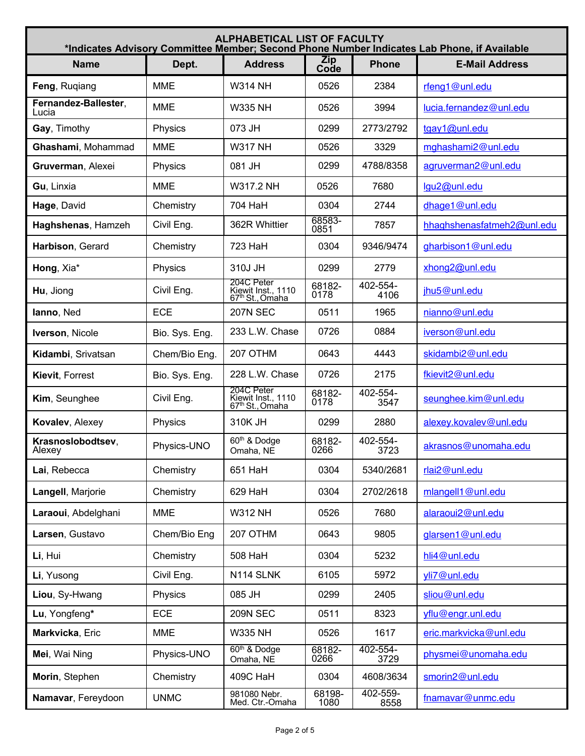| ALPHABETICAL LIST OF FACULTY *Indicates Advisory Committee Member; Second Phone Number Indicates Lab Phone, if Available | | | | | |
|---|---|---|---|---|---|
| **Name** | **Dept.** | **Address** | **Zip Code** | **Phone** | **E-Mail Address** |
| **Feng**, Ruqiang | MME | W314 NH | 0526 | 2384 | rfeng1@unl.edu |
| **Fernandez-Ballester**, Lucia | MME | W335 NH | 0526 | 3994 | lucia.fernandez@unl.edu |
| **Gay**, Timothy | Physics | 073 JH | 0299 | 2773/2792 | tgay1@unl.edu |
| **Ghashami**, Mohammad | MME | W317 NH | 0526 | 3329 | mghashami2@unl.edu |
| **Gruverman**, Alexei | Physics | 081 JH | 0299 | 4788/8358 | agruverman2@unl.edu |
| **Gu**, Linxia | MME | W317.2 NH | 0526 | 7680 | lgu2@unl.edu |
| **Hage**, David | Chemistry | 704 HaH | 0304 | 2744 | dhage1@unl.edu |
| **Haghshenas**, Hamzeh | Civil Eng. | 362R Whittier | 68583-0851 | 7857 | hhaghshenasfatmeh2@unl.edu |
| **Harbison**, Gerard | Chemistry | 723 HaH | 0304 | 9346/9474 | gharbison1@unl.edu |
| **Hong**, Xia* | Physics | 310J JH | 0299 | 2779 | xhong2@unl.edu |
| **Hu**, Jiong | Civil Eng. | 204C Peter Kiewit Inst., 1110 67th St., Omaha | 68182-0178 | 402-554-4106 | jhu5@unl.edu |
| **Ianno**, Ned | ECE | 207N SEC | 0511 | 1965 | nianno@unl.edu |
| **Iverson**, Nicole | Bio. Sys. Eng. | 233 L.W. Chase | 0726 | 0884 | iverson@unl.edu |
| **Kidambi**, Srivatsan | Chem/Bio Eng. | 207 OTHM | 0643 | 4443 | skidambi2@unl.edu |
| **Kievit**, Forrest | Bio. Sys. Eng. | 228 L.W. Chase | 0726 | 2175 | fkievit2@unl.edu |
| **Kim**, Seunghee | Civil Eng. | 204C Peter Kiewit Inst., 1110 67th St., Omaha | 68182-0178 | 402-554-3547 | seunghee.kim@unl.edu |
| **Kovalev**, Alexey | Physics | 310K JH | 0299 | 2880 | alexey.kovalev@unl.edu |
| **Krasnoslobodtsev**, Alexey | Physics-UNO | 60th & Dodge Omaha, NE | 68182-0266 | 402-554-3723 | akrasnos@unomaha.edu |
| **Lai**, Rebecca | Chemistry | 651 HaH | 0304 | 5340/2681 | rlai2@unl.edu |
| **Langell**, Marjorie | Chemistry | 629 HaH | 0304 | 2702/2618 | mlangell1@unl.edu |
| **Laraoui**, Abdelghani | MME | W312 NH | 0526 | 7680 | alaraoui2@unl.edu |
| **Larsen**, Gustavo | Chem/Bio Eng | 207 OTHM | 0643 | 9805 | glarsen1@unl.edu |
| **Li**, Hui | Chemistry | 508 HaH | 0304 | 5232 | hli4@unl.edu |
| **Li**, Yusong | Civil Eng. | N114 SLNK | 6105 | 5972 | yli7@unl.edu |
| **Liou**, Sy-Hwang | Physics | 085 JH | 0299 | 2405 | sliou@unl.edu |
| **Lu**, Yongfeng* | ECE | 209N SEC | 0511 | 8323 | yflu@engr.unl.edu |
| **Markvicka**, Eric | MME | W335 NH | 0526 | 1617 | eric.markvicka@unl.edu |
| **Mei**, Wai Ning | Physics-UNO | 60th & Dodge Omaha, NE | 68182-0266 | 402-554-3729 | physmei@unomaha.edu |
| **Morin**, Stephen | Chemistry | 409C HaH | 0304 | 4608/3634 | smorin2@unl.edu |
| **Namavar**, Fereydoon | UNMC | 981080 Nebr. Med. Ctr.-Omaha | 68198-1080 | 402-559-8558 | fnamavar@unmc.edu |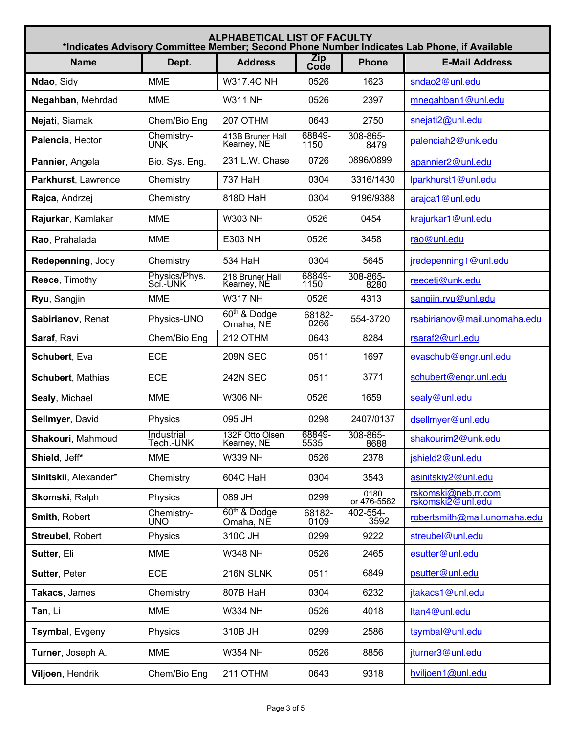| ALPHABETICAL LIST OF FACULTY<br>*Indicates Advisory Committee Member; Second Phone Number Indicates Lab Phone, if Available | | | | | |
|---|---|---|---|---|---|
| **Name** | **Dept.** | **Address** | **Zip Code** | **Phone** | **E-Mail Address** |
| **Ndao**, Sidy | MME | W317.4C NH | 0526 | 1623 | sndao2@unl.edu |
| **Negahban**, Mehrdad | MME | W311 NH | 0526 | 2397 | mnegahban1@unl.edu |
| **Nejati**, Siamak | Chem/Bio Eng | 207 OTHM | 0643 | 2750 | snejati2@unl.edu |
| **Palencia**, Hector | Chemistry-UNK | 413B Bruner Hall Kearney, NE | 68849-1150 | 308-865-8479 | palenciah2@unk.edu |
| **Pannier**, Angela | Bio. Sys. Eng. | 231 L.W. Chase | 0726 | 0896/0899 | apannier2@unl.edu |
| **Parkhurst**, Lawrence | Chemistry | 737 HaH | 0304 | 3316/1430 | lparkhurst1@unl.edu |
| **Rajca**, Andrzej | Chemistry | 818D HaH | 0304 | 9196/9388 | arajca1@unl.edu |
| **Rajurkar**, Kamlakar | MME | W303 NH | 0526 | 0454 | krajurkar1@unl.edu |
| **Rao**, Prahalada | MME | E303 NH | 0526 | 3458 | rao@unl.edu |
| **Redepenning**, Jody | Chemistry | 534 HaH | 0304 | 5645 | jredepenning1@unl.edu |
| **Reece**, Timothy | Physics/Phys. Sci.-UNK | 218 Bruner Hall Kearney, NE | 68849-1150 | 308-865-8280 | reecetj@unk.edu |
| **Ryu**, Sangjin | MME | W317 NH | 0526 | 4313 | sangjin.ryu@unl.edu |
| **Sabirianov**, Renat | Physics-UNO | 60th & Dodge Omaha, NE | 68182-0266 | 554-3720 | rsabirianov@mail.unomaha.edu |
| **Saraf**, Ravi | Chem/Bio Eng | 212 OTHM | 0643 | 8284 | rsaraf2@unl.edu |
| **Schubert**, Eva | ECE | 209N SEC | 0511 | 1697 | evaschub@engr.unl.edu |
| **Schubert**, Mathias | ECE | 242N SEC | 0511 | 3771 | schubert@engr.unl.edu |
| **Sealy**, Michael | MME | W306 NH | 0526 | 1659 | sealy@unl.edu |
| **Sellmyer**, David | Physics | 095 JH | 0298 | 2407/0137 | dsellmyer@unl.edu |
| **Shakouri**, Mahmoud | Industrial Tech.-UNK | 132F Otto Olsen Kearney, NE | 68849-5535 | 308-865-8688 | shakourim2@unk.edu |
| **Shield**, Jeff* | MME | W339 NH | 0526 | 2378 | jshield2@unl.edu |
| **Sinitskii**, Alexander* | Chemistry | 604C HaH | 0304 | 3543 | asinitskiy2@unl.edu |
| **Skomski**, Ralph | Physics | 089 JH | 0299 | 0180 or 476-5562 | rskomski@neb.rr.com; rskomski2@unl.edu |
| **Smith**, Robert | Chemistry-UNO | 60th & Dodge Omaha, NE | 68182-0109 | 402-554-3592 | robertsmith@mail.unomaha.edu |
| **Streubel**, Robert | Physics | 310C JH | 0299 | 9222 | streubel@unl.edu |
| **Sutter**, Eli | MME | W348 NH | 0526 | 2465 | esutter@unl.edu |
| **Sutter**, Peter | ECE | 216N SLNK | 0511 | 6849 | psutter@unl.edu |
| **Takacs**, James | Chemistry | 807B HaH | 0304 | 6232 | jtakacs1@unl.edu |
| **Tan**, Li | MME | W334 NH | 0526 | 4018 | ltan4@unl.edu |
| **Tsymbal**, Evgeny | Physics | 310B JH | 0299 | 2586 | tsymbal@unl.edu |
| **Turner**, Joseph A. | MME | W354 NH | 0526 | 8856 | jturner3@unl.edu |
| **Viljoen**, Hendrik | Chem/Bio Eng | 211 OTHM | 0643 | 9318 | hviljoen1@unl.edu |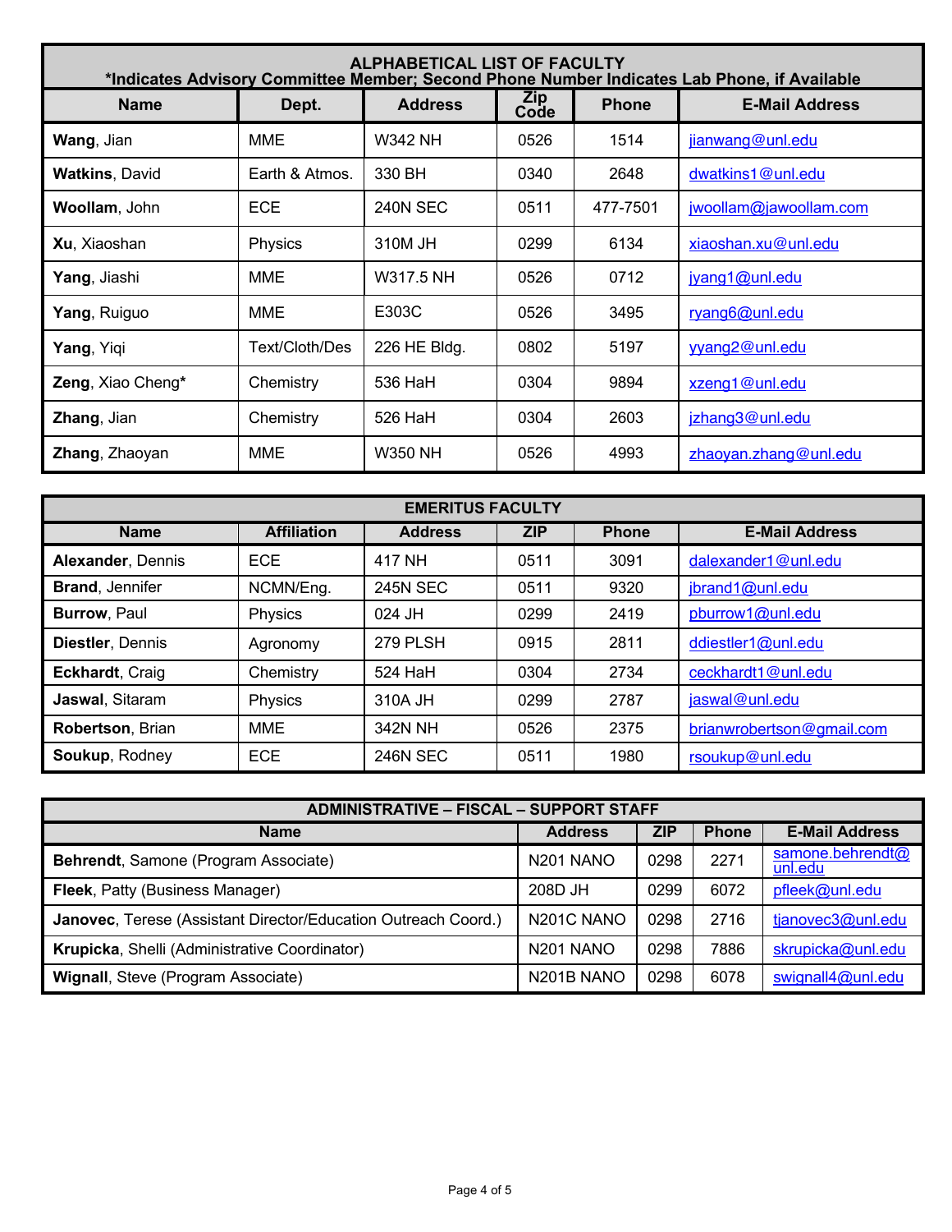| ALPHABETICAL LIST OF FACULTY<br>*Indicates Advisory Committee Member; Second Phone Number Indicates Lab Phone, if Available | | | | | |
|---|---|---|---|---|---|
| **Name** | **Dept.** | **Address** | **Zip Code** | **Phone** | **E-Mail Address** |
| **Wang**, Jian | MME | W342 NH | 0526 | 1514 | jianwang@unl.edu |
| **Watkins**, David | Earth & Atmos. | 330 BH | 0340 | 2648 | dwatkins1@unl.edu |
| **Woollam**, John | ECE | 240N SEC | 0511 | 477-7501 | jwoollam@jawoollam.com |
| **Xu**, Xiaoshan | Physics | 310M JH | 0299 | 6134 | xiaoshan.xu@unl.edu |
| **Yang**, Jiashi | MME | W317.5 NH | 0526 | 0712 | jyang1@unl.edu |
| **Yang**, Ruiguo | MME | E303C | 0526 | 3495 | ryang6@unl.edu |
| **Yang**, Yiqi | Text/Cloth/Des | 226 HE Bldg. | 0802 | 5197 | yyang2@unl.edu |
| **Zeng**, Xiao Cheng* | Chemistry | 536 HaH | 0304 | 9894 | xzeng1@unl.edu |
| **Zhang**, Jian | Chemistry | 526 HaH | 0304 | 2603 | jzhang3@unl.edu |
| **Zhang**, Zhaoyan | MME | W350 NH | 0526 | 4993 | zhaoyan.zhang@unl.edu |

| EMERITUS FACULTY | | | | | |
|---|---|---|---|---|---|
| **Name** | **Affiliation** | **Address** | **ZIP** | **Phone** | **E-Mail Address** |
| **Alexander**, Dennis | ECE | 417 NH | 0511 | 3091 | dalexander1@unl.edu |
| **Brand**, Jennifer | NCMN/Eng. | 245N SEC | 0511 | 9320 | jbrand1@unl.edu |
| **Burrow**, Paul | Physics | 024 JH | 0299 | 2419 | pburrow1@unl.edu |
| **Diestler**, Dennis | Agronomy | 279 PLSH | 0915 | 2811 | ddiestler1@unl.edu |
| **Eckhardt**, Craig | Chemistry | 524 HaH | 0304 | 2734 | ceckhardt1@unl.edu |
| **Jaswal**, Sitaram | Physics | 310A JH | 0299 | 2787 | jaswal@unl.edu |
| **Robertson**, Brian | MME | 342N NH | 0526 | 2375 | brianwrobertson@gmail.com |
| **Soukup**, Rodney | ECE | 246N SEC | 0511 | 1980 | rsoukup@unl.edu |

| ADMINISTRATIVE – FISCAL – SUPPORT STAFF | | | | |
|---|---|---|---|---|
| **Name** | **Address** | **ZIP** | **Phone** | **E-Mail Address** |
| **Behrendt**, Samone (Program Associate) | N201 NANO | 0298 | 2271 | samone.behrendt@unl.edu |
| **Fleek**, Patty (Business Manager) | 208D JH | 0299 | 6072 | pfleek@unl.edu |
| **Janovec**, Terese (Assistant Director/Education Outreach Coord.) | N201C NANO | 0298 | 2716 | tjanovec3@unl.edu |
| **Krupicka**, Shelli (Administrative Coordinator) | N201 NANO | 0298 | 7886 | skrupicka@unl.edu |
| **Wignall**, Steve (Program Associate) | N201B NANO | 0298 | 6078 | swignall4@unl.edu |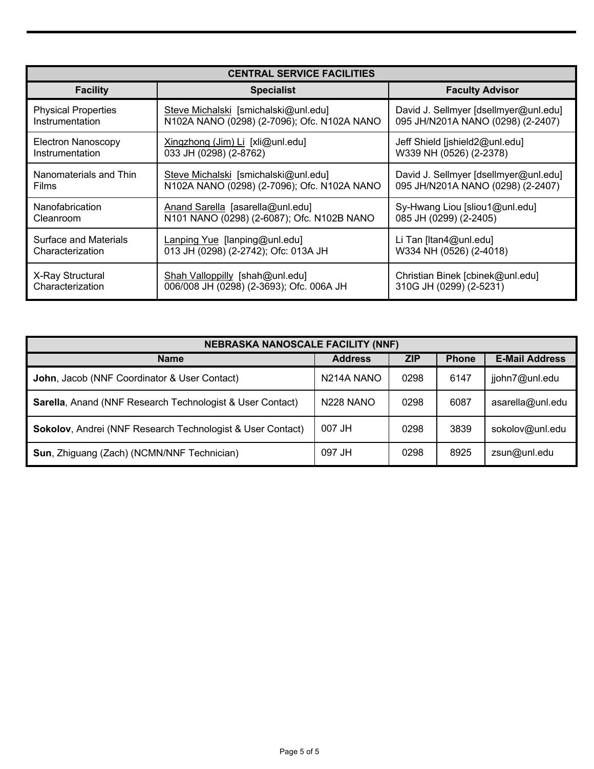| CENTRAL SERVICE FACILITIES | | |
|---|---|---|
| **Facility** | **Specialist** | **Faculty Advisor** |
| Physical Properties Instrumentation | Steve Michalski [smichalski@unl.edu] N102A NANO (0298) (2-7096); Ofc. N102A NANO | David J. Sellmyer [dsellmyer@unl.edu] 095 JH/N201A NANO (0298) (2-2407) |
| Electron Nanoscopy Instrumentation | Xingzhong (Jim) Li [xli@unl.edu] 033 JH (0298) (2-8762) | Jeff Shield [jshield2@unl.edu] W339 NH (0526) (2-2378) |
| Nanomaterials and Thin Films | Steve Michalski [smichalski@unl.edu] N102A NANO (0298) (2-7096); Ofc. N102A NANO | David J. Sellmyer [dsellmyer@unl.edu] 095 JH/N201A NANO (0298) (2-2407) |
| Nanofabrication Cleanroom | Anand Sarella [asarella@unl.edu] N101 NANO (0298) (2-6087); Ofc. N102B NANO | Sy-Hwang Liou [sliou1@unl.edu] 085 JH (0299) (2-2405) |
| Surface and Materials Characterization | Lanping Yue [lanping@unl.edu] 013 JH (0298) (2-2742); Ofc: 013A JH | Li Tan [ltan4@unl.edu] W334 NH (0526) (2-4018) |
| X-Ray Structural Characterization | Shah Valloppilly [shah@unl.edu] 006/008 JH (0298) (2-3693); Ofc. 006A JH | Christian Binek [cbinek@unl.edu] 310G JH (0299) (2-5231) |

| NEBRASKA NANOSCALE FACILITY (NNF) | | | | |
|---|---|---|---|---|
| **Name** | **Address** | **ZIP** | **Phone** | **E-Mail Address** |
| **John**, Jacob (NNF Coordinator & User Contact) | N214A NANO | 0298 | 6147 | jjohn7@unl.edu |
| **Sarella**, Anand (NNF Research Technologist & User Contact) | N228 NANO | 0298 | 6087 | asarella@unl.edu |
| **Sokolov**, Andrei (NNF Research Technologist & User Contact) | 007 JH | 0298 | 3839 | sokolov@unl.edu |
| **Sun**, Zhiguang (Zach) (NCMN/NNF Technician) | 097 JH | 0298 | 8925 | zsun@unl.edu |